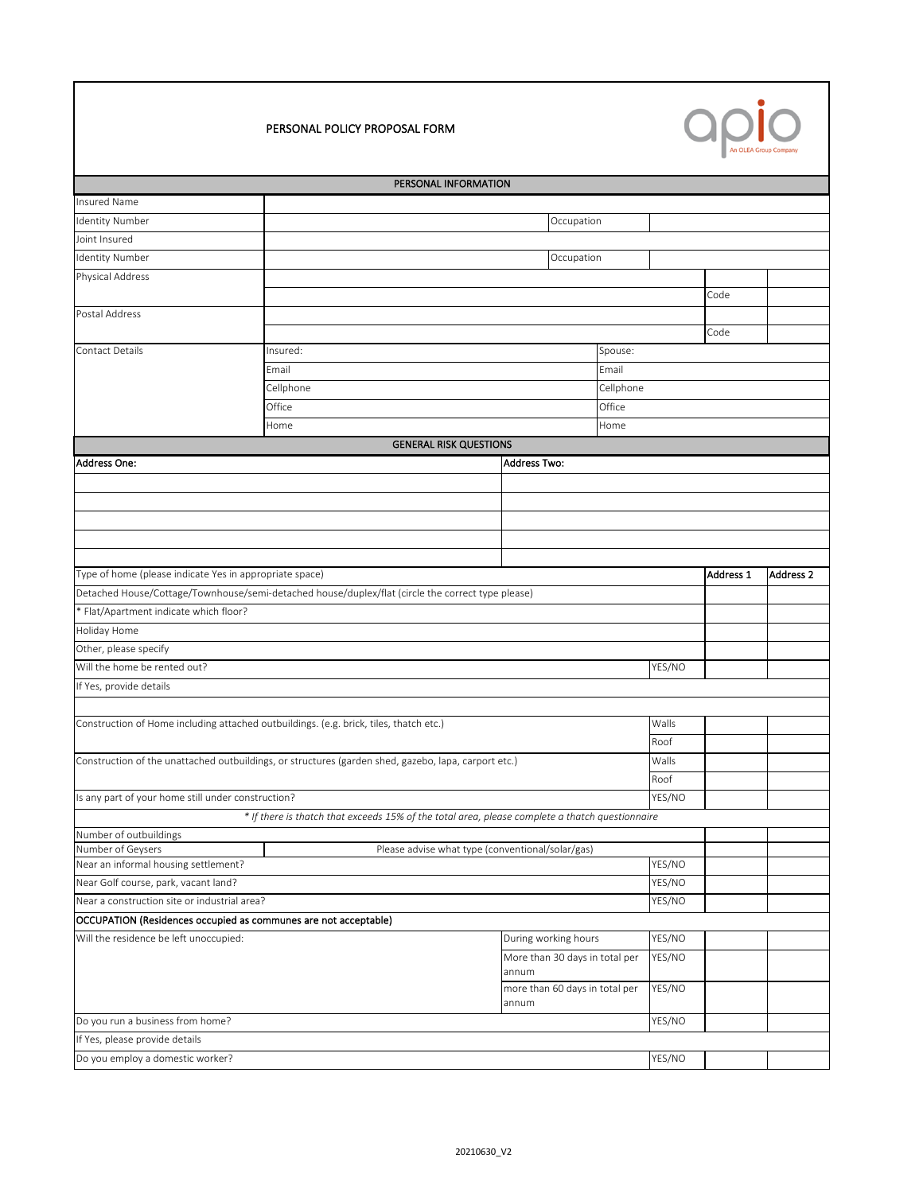# PERSONAL POLICY PROPOSAL FORM

## PERSONAL INFORMATION

| | | | |
|---|---|---|---|
| Insured Name | | | |
| Identity Number | | Occupation | |
| Joint Insured | | | |
| Identity Number | | Occupation | |
| Physical Address | | | |
| | | Code | |
| Postal Address | | | |
| | | Code | |
| Contact Details | Insured: | Spouse: | |
| | Email | Email | |
| | Cellphone | Cellphone | |
| | Office | Office | |
| | Home | Home | |

## GENERAL RISK QUESTIONS

| Address One: | Address Two: |
|---|---|
| | |
| | |
| | |
| | |
| | |

| | | Address 1 | Address 2 |
|---|---|---|---|
| Type of home (please indicate Yes in appropriate space) | | | |
| Detached House/Cottage/Townhouse/semi-detached house/duplex/flat (circle the correct type please) | | | |
| * Flat/Apartment indicate which floor? | | | |
| Holiday Home | | | |
| Other, please specify | | | |
| Will the home be rented out? | YES/NO | | |
| If Yes, provide details | | | |
| | | | |
| Construction of Home including attached outbuildings. (e.g. brick, tiles, thatch etc.) | Walls | | |
| | Roof | | |
| Construction of the unattached outbuildings, or structures (garden shed, gazebo, lapa, carport etc.) | Walls | | |
| | Roof | | |
| Is any part of your home still under construction? | YES/NO | | |
| *\* If there is thatch that exceeds 15% of the total area, please complete a thatch questionnaire* | | | |
| Number of outbuildings | | | |
| Number of Geysers — Please advise what type (conventional/solar/gas) | | | |
| Near an informal housing settlement? | YES/NO | | |
| Near Golf course, park, vacant land? | YES/NO | | |
| Near a construction site or industrial area? | YES/NO | | |

**OCCUPATION (Residences occupied as communes are not acceptable)**

| | | | Address 1 | Address 2 |
|---|---|---|---|---|
| Will the residence be left unoccupied: | During working hours | YES/NO | | |
| | More than 30 days in total per annum | YES/NO | | |
| | more than 60 days in total per annum | YES/NO | | |
| Do you run a business from home? | | YES/NO | | |
| If Yes, please provide details | | | | |
| Do you employ a domestic worker? | | YES/NO | | |

20210630_V2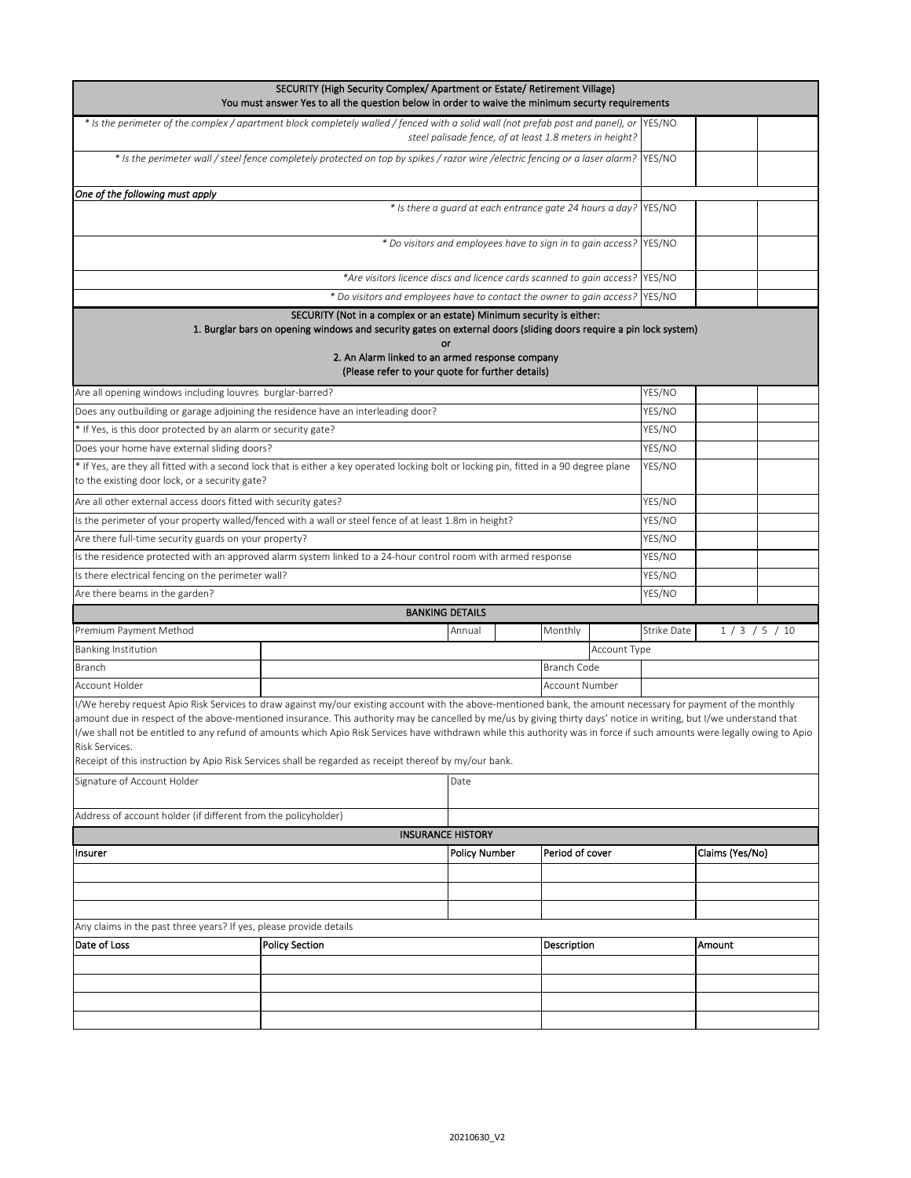| SECURITY (High Security Complex/ Apartment or Estate/ Retirement Village)<br>You must answer Yes to all the question below in order to waive the minimum securty requirements | | | |
|---|---|---|---|
| *\* Is the perimeter of the complex / apartment block completely walled / fenced with a solid wall (not prefab post and panel), or steel palisade fence, of at least 1.8 meters in height?* | YES/NO | | |
| *\* Is the perimeter wall / steel fence completely protected on top by spikes / razor wire /electric fencing or a laser alarm?* | YES/NO | | |
| *One of the following must apply* | | | |
| *\* Is there a guard at each entrance gate 24 hours a day?* | YES/NO | | |
| *\* Do visitors and employees have to sign in to gain access?* | YES/NO | | |
| *\*Are visitors licence discs and licence cards scanned to gain access?* | YES/NO | | |
| *\* Do visitors and employees have to contact the owner to gain access?* | YES/NO | | |

| SECURITY (Not in a complex or an estate) Minimum security is either:<br>1. Burglar bars on opening windows and security gates on external doors (sliding doors require a pin lock system)<br>or<br>2. An Alarm linked to an armed response company<br>(Please refer to your quote for further details) | | | |
|---|---|---|---|
| Are all opening windows including louvres burglar-barred? | YES/NO | | |
| Does any outbuilding or garage adjoining the residence have an interleading door? | YES/NO | | |
| \* If Yes, is this door protected by an alarm or security gate? | YES/NO | | |
| Does your home have external sliding doors? | YES/NO | | |
| \* If Yes, are they all fitted with a second lock that is either a key operated locking bolt or locking pin, fitted in a 90 degree plane to the existing door lock, or a security gate? | YES/NO | | |
| Are all other external access doors fitted with security gates? | YES/NO | | |
| Is the perimeter of your property walled/fenced with a wall or steel fence of at least 1.8m in height? | YES/NO | | |
| Are there full-time security guards on your property? | YES/NO | | |
| Is the residence protected with an approved alarm system linked to a 24-hour control room with armed response | YES/NO | | |
| Is there electrical fencing on the perimeter wall? | YES/NO | | |
| Are there beams in the garden? | YES/NO | | |

**BANKING DETAILS**

| Premium Payment Method | | Annual | | Monthly | | Strike Date | 1 / 3 / 5 / 10 |
|---|---|---|---|---|---|---|---|
| Banking Institution | | | | | Account Type | | |
| Branch | | | | Branch Code | | | |
| Account Holder | | | | Account Number | | | |

I/We hereby request Apio Risk Services to draw against my/our existing account with the above-mentioned bank, the amount necessary for payment of the monthly amount due in respect of the above-mentioned insurance. This authority may be cancelled by me/us by giving thirty days' notice in writing, but I/we understand that I/we shall not be entitled to any refund of amounts which Apio Risk Services have withdrawn while this authority was in force if such amounts were legally owing to Apio Risk Services.
Receipt of this instruction by Apio Risk Services shall be regarded as receipt thereof by my/our bank.

| Signature of Account Holder | Date |
|---|---|
| Address of account holder (if different from the policyholder) | |

**INSURANCE HISTORY**

| Insurer | Policy Number | Period of cover | Claims (Yes/No) |
|---|---|---|---|
| | | | |
| | | | |
| | | | |

Any claims in the past three years? If yes, please provide details

| Date of Loss | Policy Section | Description | Amount |
|---|---|---|---|
| | | | |
| | | | |
| | | | |
| | | | |

20210630_V2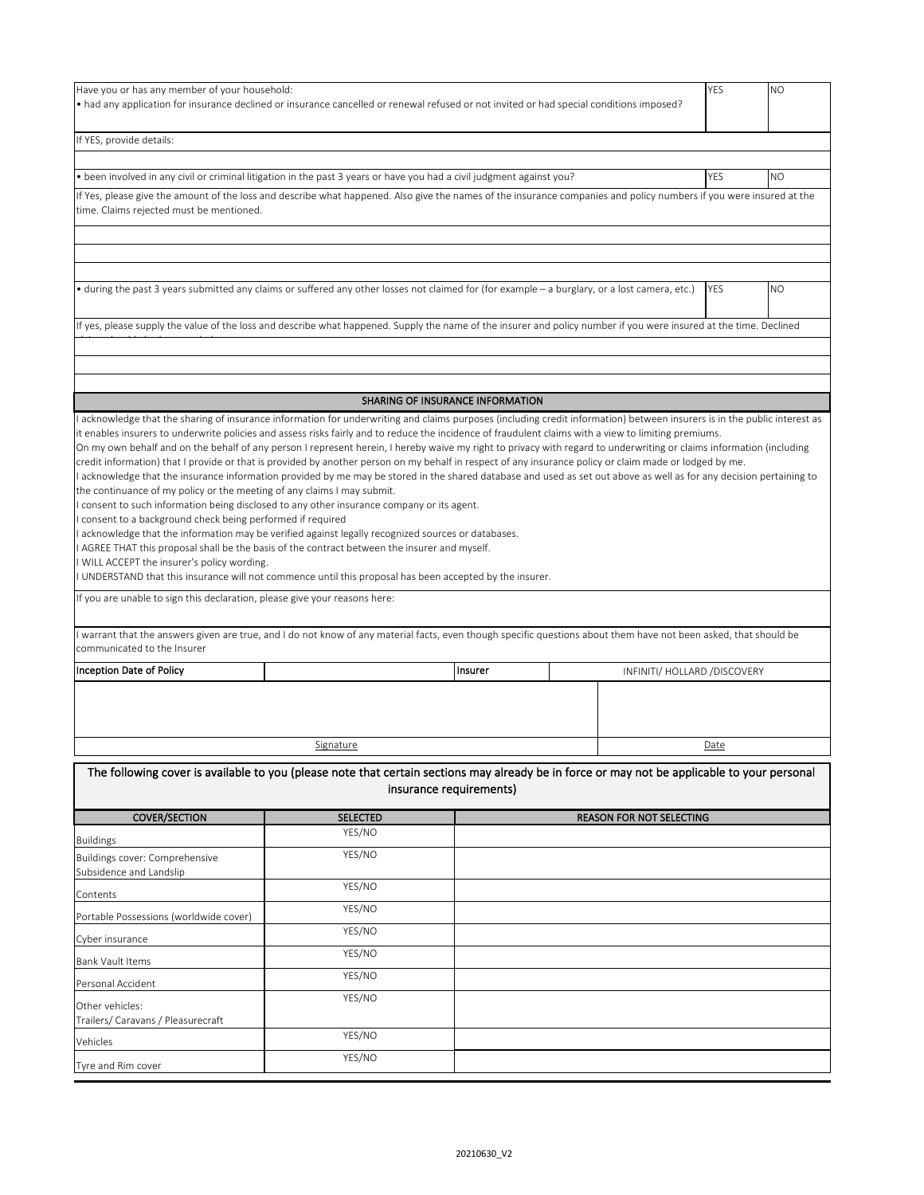| Have you or has any member of your household:<br>• had any application for insurance declined or insurance cancelled or renewal refused or not invited or had special conditions imposed? | YES | NO |
|---|---|---|
| If YES, provide details: | | |
| | | |
| • been involved in any civil or criminal litigation in the past 3 years or have you had a civil judgment against you? | YES | NO |
| If Yes, please give the amount of the loss and describe what happened. Also give the names of the insurance companies and policy numbers if you were insured at the time. Claims rejected must be mentioned. | | |
| | | |
| | | |
| | | |
| • during the past 3 years submitted any claims or suffered any other losses not claimed for (for example – a burglary, or a lost camera, etc.) | YES | NO |
| If yes, please supply the value of the loss and describe what happened. Supply the name of the insurer and policy number if you were insured at the time. Declined | | |
| | | |
| | | |
| | | |

## SHARING OF INSURANCE INFORMATION

I acknowledge that the sharing of insurance information for underwriting and claims purposes (including credit information) between insurers is in the public interest as it enables insurers to underwrite policies and assess risks fairly and to reduce the incidence of fraudulent claims with a view to limiting premiums.
On my own behalf and on the behalf of any person I represent herein, I hereby waive my right to privacy with regard to underwriting or claims information (including credit information) that I provide or that is provided by another person on my behalf in respect of any insurance policy or claim made or lodged by me.
I acknowledge that the insurance information provided by me may be stored in the shared database and used as set out above as well as for any decision pertaining to the continuance of my policy or the meeting of any claims I may submit.
I consent to such information being disclosed to any other insurance company or its agent.
I consent to a background check being performed if required
I acknowledge that the information may be verified against legally recognized sources or databases.
I AGREE THAT this proposal shall be the basis of the contract between the insurer and myself.
I WILL ACCEPT the insurer's policy wording.
I UNDERSTAND that this insurance will not commence until this proposal has been accepted by the insurer.

If you are unable to sign this declaration, please give your reasons here:

I warrant that the answers given are true, and I do not know of any material facts, even though specific questions about them have not been asked, that should be communicated to the Insurer

| Inception Date of Policy | | Insurer | INFINITI/ HOLLARD /DISCOVERY |
|---|---|---|---|
| | | | |
| Signature | | | Date |

## The following cover is available to you (please note that certain sections may already be in force or may not be applicable to your personal insurance requirements)

| COVER/SECTION | SELECTED | REASON FOR NOT SELECTING |
|---|---|---|
| Buildings | YES/NO | |
| Buildings cover: Comprehensive Subsidence and Landslip | YES/NO | |
| Contents | YES/NO | |
| Portable Possessions (worldwide cover) | YES/NO | |
| Cyber insurance | YES/NO | |
| Bank Vault Items | YES/NO | |
| Personal Accident | YES/NO | |
| Other vehicles: Trailers/ Caravans / Pleasurecraft | YES/NO | |
| Vehicles | YES/NO | |
| Tyre and Rim cover | YES/NO | |

20210630_V2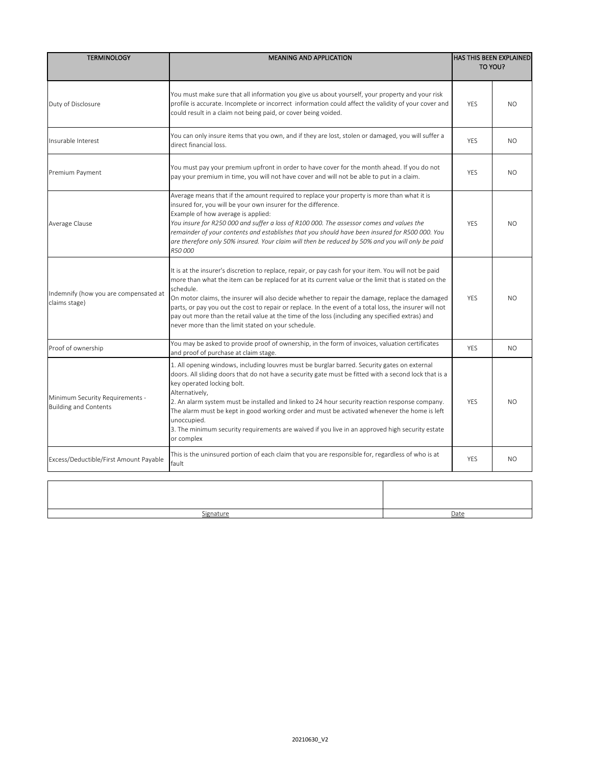| TERMINOLOGY | MEANING AND APPLICATION | HAS THIS BEEN EXPLAINED TO YOU? | |
|---|---|---|---|
| Duty of Disclosure | You must make sure that all information you give us about yourself, your property and your risk profile is accurate. Incomplete or incorrect information could affect the validity of your cover and could result in a claim not being paid, or cover being voided. | YES | NO |
| Insurable Interest | You can only insure items that you own, and if they are lost, stolen or damaged, you will suffer a direct financial loss. | YES | NO |
| Premium Payment | You must pay your premium upfront in order to have cover for the month ahead. If you do not pay your premium in time, you will not have cover and will not be able to put in a claim. | YES | NO |
| Average Clause | Average means that if the amount required to replace your property is more than what it is insured for, you will be your own insurer for the difference.<br>Example of how average is applied:<br>*You insure for R250 000 and suffer a loss of R100 000. The assessor comes and values the remainder of your contents and establishes that you should have been insured for R500 000. You are therefore only 50% insured. Your claim will then be reduced by 50% and you will only be paid R50 000* | YES | NO |
| Indemnify (how you are compensated at claims stage) | It is at the insurer's discretion to replace, repair, or pay cash for your item. You will not be paid more than what the item can be replaced for at its current value or the limit that is stated on the schedule.<br>On motor claims, the insurer will also decide whether to repair the damage, replace the damaged parts, or pay you out the cost to repair or replace. In the event of a total loss, the insurer will not pay out more than the retail value at the time of the loss (including any specified extras) and never more than the limit stated on your schedule. | YES | NO |
| Proof of ownership | You may be asked to provide proof of ownership, in the form of invoices, valuation certificates and proof of purchase at claim stage. | YES | NO |
| Minimum Security Requirements - Building and Contents | 1. All opening windows, including louvres must be burglar barred. Security gates on external doors. All sliding doors that do not have a security gate must be fitted with a second lock that is a key operated locking bolt.<br>Alternatively,<br>2. An alarm system must be installed and linked to 24 hour security reaction response company. The alarm must be kept in good working order and must be activated whenever the home is left unoccupied.<br>3. The minimum security requirements are waived if you live in an approved high security estate or complex | YES | NO |
| Excess/Deductible/First Amount Payable | This is the uninsured portion of each claim that you are responsible for, regardless of who is at fault | YES | NO |

| | |
|---|---|
| | |
| Signature | Date |

20210630_V2